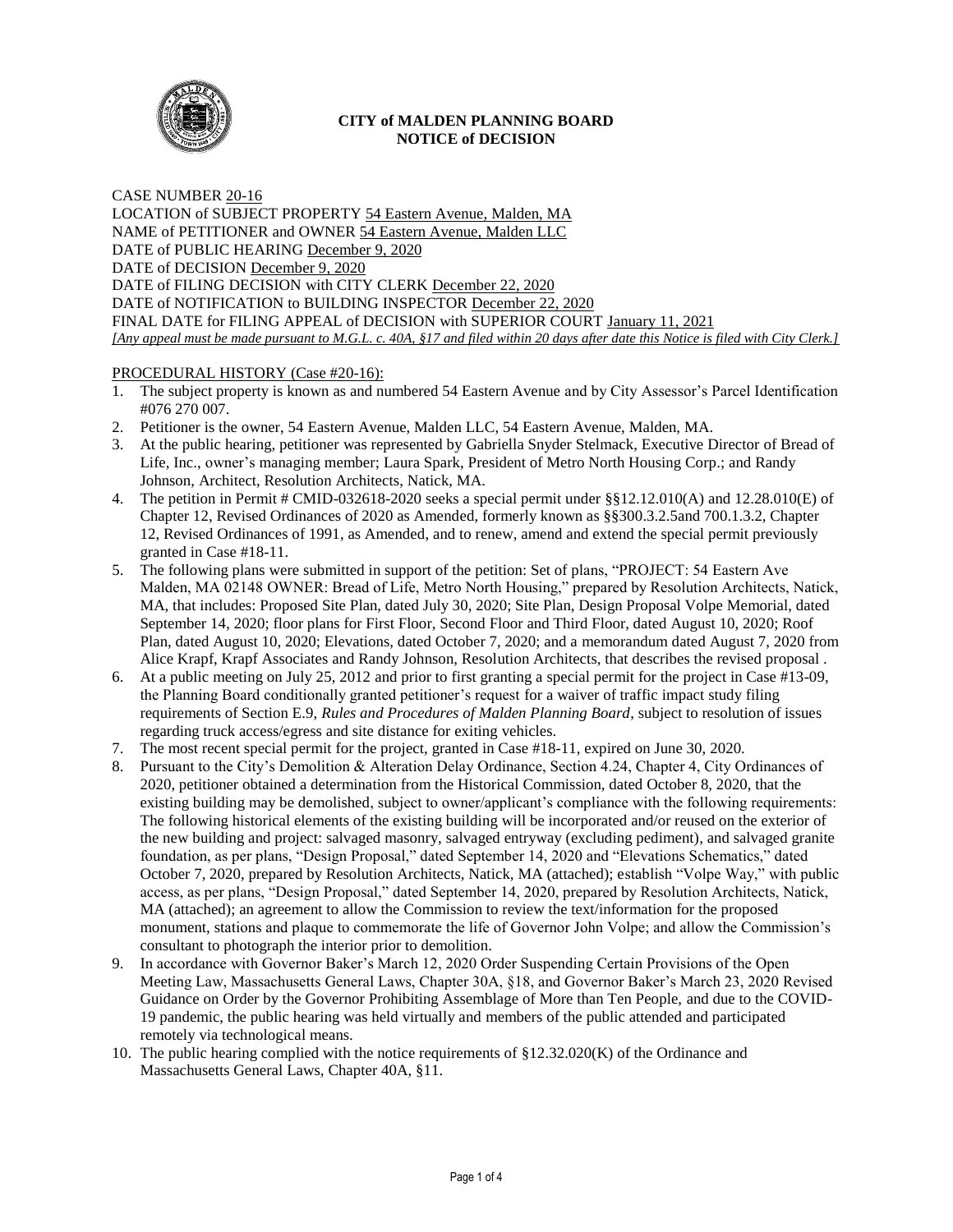# CITY of MALDEN PLANNING BOARD
## NOTICE of DECISION

CASE NUMBER 20-16
LOCATION of SUBJECT PROPERTY 54 Eastern Avenue, Malden, MA
NAME of PETITIONER and OWNER 54 Eastern Avenue, Malden LLC
DATE of PUBLIC HEARING December 9, 2020
DATE of DECISION December 9, 2020
DATE of FILING DECISION with CITY CLERK December 22, 2020
DATE of NOTIFICATION to BUILDING INSPECTOR December 22, 2020
FINAL DATE for FILING APPEAL of DECISION with SUPERIOR COURT January 11, 2021
*[Any appeal must be made pursuant to M.G.L. c. 40A, §17 and filed within 20 days after date this Notice is filed with City Clerk.]*

PROCEDURAL HISTORY (Case #20-16):

1. The subject property is known as and numbered 54 Eastern Avenue and by City Assessor's Parcel Identification #076 270 007.
2. Petitioner is the owner, 54 Eastern Avenue, Malden LLC, 54 Eastern Avenue, Malden, MA.
3. At the public hearing, petitioner was represented by Gabriella Snyder Stelmack, Executive Director of Bread of Life, Inc., owner's managing member; Laura Spark, President of Metro North Housing Corp.; and Randy Johnson, Architect, Resolution Architects, Natick, MA.
4. The petition in Permit # CMID-032618-2020 seeks a special permit under §§12.12.010(A) and 12.28.010(E) of Chapter 12, Revised Ordinances of 2020 as Amended, formerly known as §§300.3.2.5and 700.1.3.2, Chapter 12, Revised Ordinances of 1991, as Amended, and to renew, amend and extend the special permit previously granted in Case #18-11.
5. The following plans were submitted in support of the petition: Set of plans, "PROJECT: 54 Eastern Ave Malden, MA 02148 OWNER: Bread of Life, Metro North Housing," prepared by Resolution Architects, Natick, MA, that includes: Proposed Site Plan, dated July 30, 2020; Site Plan, Design Proposal Volpe Memorial, dated September 14, 2020; floor plans for First Floor, Second Floor and Third Floor, dated August 10, 2020; Roof Plan, dated August 10, 2020; Elevations, dated October 7, 2020; and a memorandum dated August 7, 2020 from Alice Krapf, Krapf Associates and Randy Johnson, Resolution Architects, that describes the revised proposal .
6. At a public meeting on July 25, 2012 and prior to first granting a special permit for the project in Case #13-09, the Planning Board conditionally granted petitioner's request for a waiver of traffic impact study filing requirements of Section E.9, *Rules and Procedures of Malden Planning Board*, subject to resolution of issues regarding truck access/egress and site distance for exiting vehicles.
7. The most recent special permit for the project, granted in Case #18-11, expired on June 30, 2020.
8. Pursuant to the City's Demolition & Alteration Delay Ordinance, Section 4.24, Chapter 4, City Ordinances of 2020, petitioner obtained a determination from the Historical Commission, dated October 8, 2020, that the existing building may be demolished, subject to owner/applicant's compliance with the following requirements: The following historical elements of the existing building will be incorporated and/or reused on the exterior of the new building and project: salvaged masonry, salvaged entryway (excluding pediment), and salvaged granite foundation, as per plans, "Design Proposal," dated September 14, 2020 and "Elevations Schematics," dated October 7, 2020, prepared by Resolution Architects, Natick, MA (attached); establish "Volpe Way," with public access, as per plans, "Design Proposal," dated September 14, 2020, prepared by Resolution Architects, Natick, MA (attached); an agreement to allow the Commission to review the text/information for the proposed monument, stations and plaque to commemorate the life of Governor John Volpe; and allow the Commission's consultant to photograph the interior prior to demolition.
9. In accordance with Governor Baker's March 12, 2020 Order Suspending Certain Provisions of the Open Meeting Law, Massachusetts General Laws, Chapter 30A, §18, and Governor Baker's March 23, 2020 Revised Guidance on Order by the Governor Prohibiting Assemblage of More than Ten People, and due to the COVID-19 pandemic, the public hearing was held virtually and members of the public attended and participated remotely via technological means.
10. The public hearing complied with the notice requirements of §12.32.020(K) of the Ordinance and Massachusetts General Laws, Chapter 40A, §11.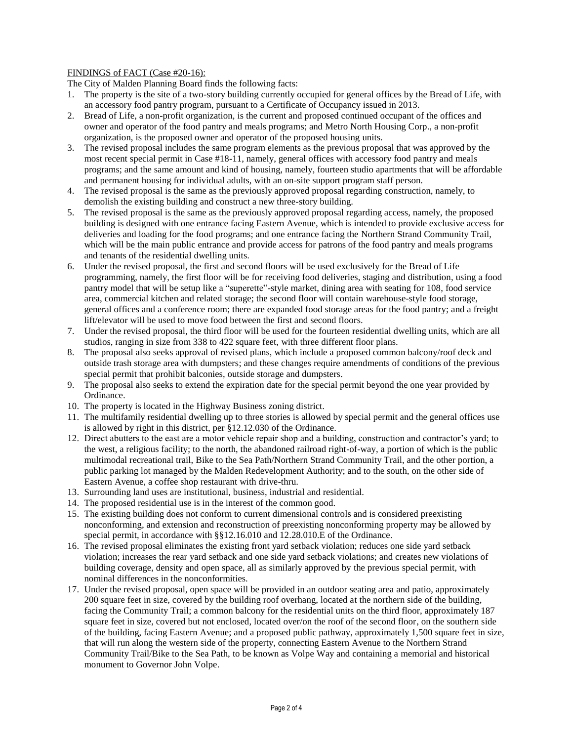<u>FINDINGS of FACT (Case #20-16):</u>

The City of Malden Planning Board finds the following facts:

1. The property is the site of a two-story building currently occupied for general offices by the Bread of Life, with an accessory food pantry program, pursuant to a Certificate of Occupancy issued in 2013.
2. Bread of Life, a non-profit organization, is the current and proposed continued occupant of the offices and owner and operator of the food pantry and meals programs; and Metro North Housing Corp., a non-profit organization, is the proposed owner and operator of the proposed housing units.
3. The revised proposal includes the same program elements as the previous proposal that was approved by the most recent special permit in Case #18-11, namely, general offices with accessory food pantry and meals programs; and the same amount and kind of housing, namely, fourteen studio apartments that will be affordable and permanent housing for individual adults, with an on-site support program staff person.
4. The revised proposal is the same as the previously approved proposal regarding construction, namely, to demolish the existing building and construct a new three-story building.
5. The revised proposal is the same as the previously approved proposal regarding access, namely, the proposed building is designed with one entrance facing Eastern Avenue, which is intended to provide exclusive access for deliveries and loading for the food programs; and one entrance facing the Northern Strand Community Trail, which will be the main public entrance and provide access for patrons of the food pantry and meals programs and tenants of the residential dwelling units.
6. Under the revised proposal, the first and second floors will be used exclusively for the Bread of Life programming, namely, the first floor will be for receiving food deliveries, staging and distribution, using a food pantry model that will be setup like a "superette"-style market, dining area with seating for 108, food service area, commercial kitchen and related storage; the second floor will contain warehouse-style food storage, general offices and a conference room; there are expanded food storage areas for the food pantry; and a freight lift/elevator will be used to move food between the first and second floors.
7. Under the revised proposal, the third floor will be used for the fourteen residential dwelling units, which are all studios, ranging in size from 338 to 422 square feet, with three different floor plans.
8. The proposal also seeks approval of revised plans, which include a proposed common balcony/roof deck and outside trash storage area with dumpsters; and these changes require amendments of conditions of the previous special permit that prohibit balconies, outside storage and dumpsters.
9. The proposal also seeks to extend the expiration date for the special permit beyond the one year provided by Ordinance.
10. The property is located in the Highway Business zoning district.
11. The multifamily residential dwelling up to three stories is allowed by special permit and the general offices use is allowed by right in this district, per §12.12.030 of the Ordinance.
12. Direct abutters to the east are a motor vehicle repair shop and a building, construction and contractor's yard; to the west, a religious facility; to the north, the abandoned railroad right-of-way, a portion of which is the public multimodal recreational trail, Bike to the Sea Path/Northern Strand Community Trail, and the other portion, a public parking lot managed by the Malden Redevelopment Authority; and to the south, on the other side of Eastern Avenue, a coffee shop restaurant with drive-thru.
13. Surrounding land uses are institutional, business, industrial and residential.
14. The proposed residential use is in the interest of the common good.
15. The existing building does not conform to current dimensional controls and is considered preexisting nonconforming, and extension and reconstruction of preexisting nonconforming property may be allowed by special permit, in accordance with §§12.16.010 and 12.28.010.E of the Ordinance.
16. The revised proposal eliminates the existing front yard setback violation; reduces one side yard setback violation; increases the rear yard setback and one side yard setback violations; and creates new violations of building coverage, density and open space, all as similarly approved by the previous special permit, with nominal differences in the nonconformities.
17. Under the revised proposal, open space will be provided in an outdoor seating area and patio, approximately 200 square feet in size, covered by the building roof overhang, located at the northern side of the building, facing the Community Trail; a common balcony for the residential units on the third floor, approximately 187 square feet in size, covered but not enclosed, located over/on the roof of the second floor, on the southern side of the building, facing Eastern Avenue; and a proposed public pathway, approximately 1,500 square feet in size, that will run along the western side of the property, connecting Eastern Avenue to the Northern Strand Community Trail/Bike to the Sea Path, to be known as Volpe Way and containing a memorial and historical monument to Governor John Volpe.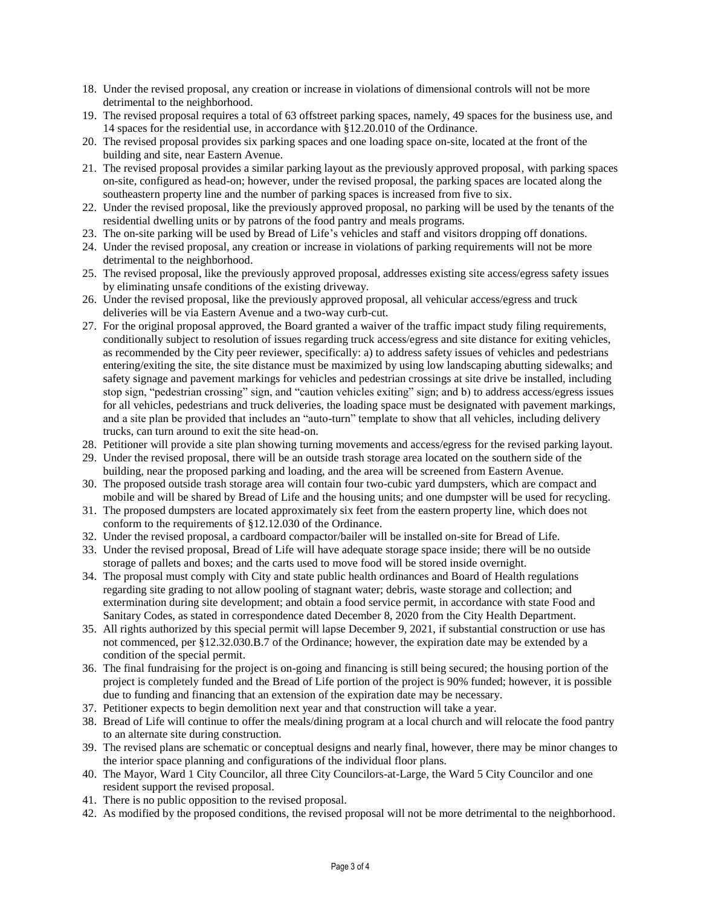18. Under the revised proposal, any creation or increase in violations of dimensional controls will not be more detrimental to the neighborhood.
19. The revised proposal requires a total of 63 offstreet parking spaces, namely, 49 spaces for the business use, and 14 spaces for the residential use, in accordance with §12.20.010 of the Ordinance.
20. The revised proposal provides six parking spaces and one loading space on-site, located at the front of the building and site, near Eastern Avenue.
21. The revised proposal provides a similar parking layout as the previously approved proposal, with parking spaces on-site, configured as head-on; however, under the revised proposal, the parking spaces are located along the southeastern property line and the number of parking spaces is increased from five to six.
22. Under the revised proposal, like the previously approved proposal, no parking will be used by the tenants of the residential dwelling units or by patrons of the food pantry and meals programs.
23. The on-site parking will be used by Bread of Life's vehicles and staff and visitors dropping off donations.
24. Under the revised proposal, any creation or increase in violations of parking requirements will not be more detrimental to the neighborhood.
25. The revised proposal, like the previously approved proposal, addresses existing site access/egress safety issues by eliminating unsafe conditions of the existing driveway.
26. Under the revised proposal, like the previously approved proposal, all vehicular access/egress and truck deliveries will be via Eastern Avenue and a two-way curb-cut.
27. For the original proposal approved, the Board granted a waiver of the traffic impact study filing requirements, conditionally subject to resolution of issues regarding truck access/egress and site distance for exiting vehicles, as recommended by the City peer reviewer, specifically: a) to address safety issues of vehicles and pedestrians entering/exiting the site, the site distance must be maximized by using low landscaping abutting sidewalks; and safety signage and pavement markings for vehicles and pedestrian crossings at site drive be installed, including stop sign, "pedestrian crossing" sign, and "caution vehicles exiting" sign; and b) to address access/egress issues for all vehicles, pedestrians and truck deliveries, the loading space must be designated with pavement markings, and a site plan be provided that includes an "auto-turn" template to show that all vehicles, including delivery trucks, can turn around to exit the site head-on.
28. Petitioner will provide a site plan showing turning movements and access/egress for the revised parking layout.
29. Under the revised proposal, there will be an outside trash storage area located on the southern side of the building, near the proposed parking and loading, and the area will be screened from Eastern Avenue.
30. The proposed outside trash storage area will contain four two-cubic yard dumpsters, which are compact and mobile and will be shared by Bread of Life and the housing units; and one dumpster will be used for recycling.
31. The proposed dumpsters are located approximately six feet from the eastern property line, which does not conform to the requirements of §12.12.030 of the Ordinance.
32. Under the revised proposal, a cardboard compactor/bailer will be installed on-site for Bread of Life.
33. Under the revised proposal, Bread of Life will have adequate storage space inside; there will be no outside storage of pallets and boxes; and the carts used to move food will be stored inside overnight.
34. The proposal must comply with City and state public health ordinances and Board of Health regulations regarding site grading to not allow pooling of stagnant water; debris, waste storage and collection; and extermination during site development; and obtain a food service permit, in accordance with state Food and Sanitary Codes, as stated in correspondence dated December 8, 2020 from the City Health Department.
35. All rights authorized by this special permit will lapse December 9, 2021, if substantial construction or use has not commenced, per §12.32.030.B.7 of the Ordinance; however, the expiration date may be extended by a condition of the special permit.
36. The final fundraising for the project is on-going and financing is still being secured; the housing portion of the project is completely funded and the Bread of Life portion of the project is 90% funded; however, it is possible due to funding and financing that an extension of the expiration date may be necessary.
37. Petitioner expects to begin demolition next year and that construction will take a year.
38. Bread of Life will continue to offer the meals/dining program at a local church and will relocate the food pantry to an alternate site during construction.
39. The revised plans are schematic or conceptual designs and nearly final, however, there may be minor changes to the interior space planning and configurations of the individual floor plans.
40. The Mayor, Ward 1 City Councilor, all three City Councilors-at-Large, the Ward 5 City Councilor and one resident support the revised proposal.
41. There is no public opposition to the revised proposal.
42. As modified by the proposed conditions, the revised proposal will not be more detrimental to the neighborhood.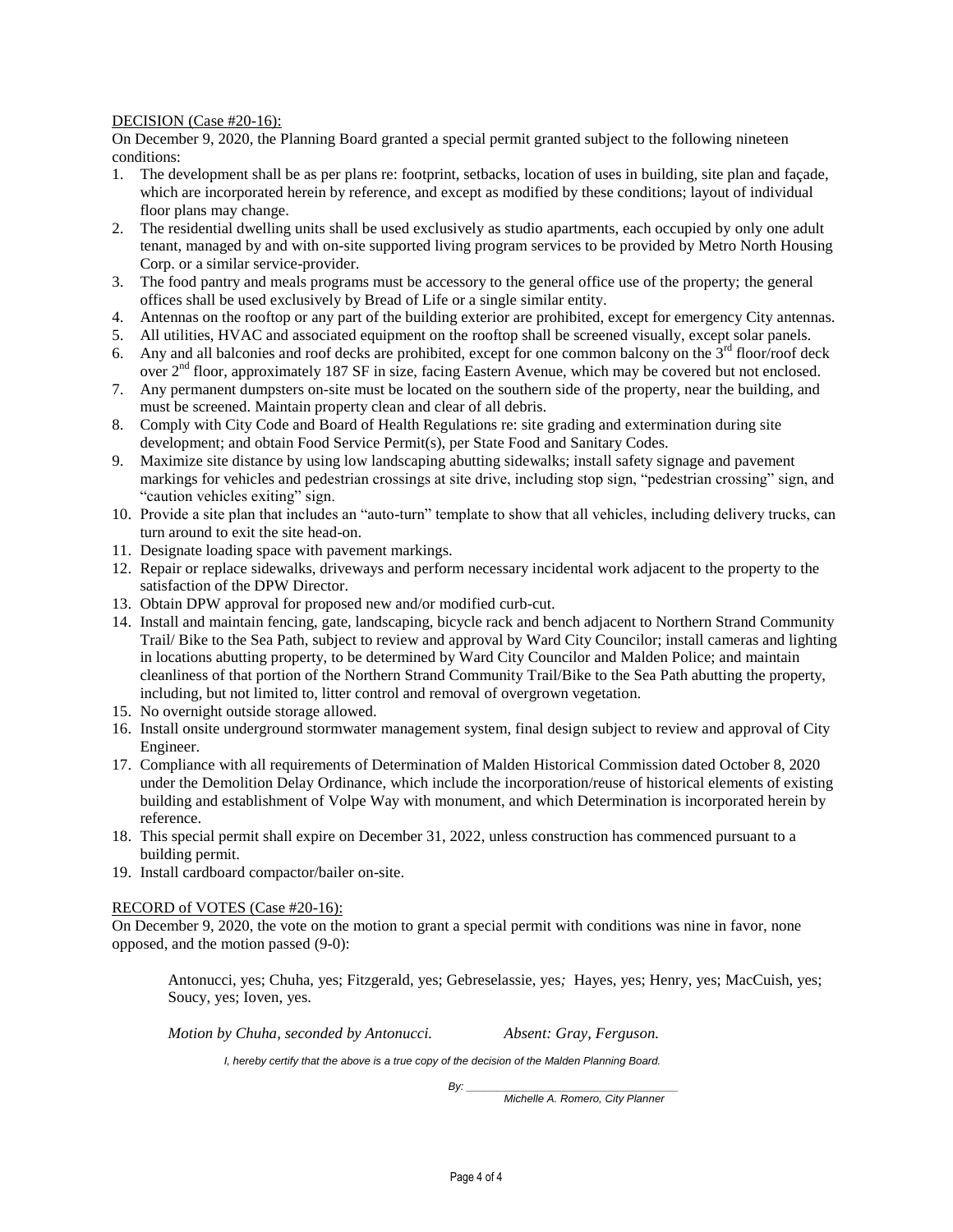DECISION (Case #20-16):

On December 9, 2020, the Planning Board granted a special permit granted subject to the following nineteen conditions:

1. The development shall be as per plans re: footprint, setbacks, location of uses in building, site plan and façade, which are incorporated herein by reference, and except as modified by these conditions; layout of individual floor plans may change.
2. The residential dwelling units shall be used exclusively as studio apartments, each occupied by only one adult tenant, managed by and with on-site supported living program services to be provided by Metro North Housing Corp. or a similar service-provider.
3. The food pantry and meals programs must be accessory to the general office use of the property; the general offices shall be used exclusively by Bread of Life or a single similar entity.
4. Antennas on the rooftop or any part of the building exterior are prohibited, except for emergency City antennas.
5. All utilities, HVAC and associated equipment on the rooftop shall be screened visually, except solar panels.
6. Any and all balconies and roof decks are prohibited, except for one common balcony on the 3rd floor/roof deck over 2nd floor, approximately 187 SF in size, facing Eastern Avenue, which may be covered but not enclosed.
7. Any permanent dumpsters on-site must be located on the southern side of the property, near the building, and must be screened. Maintain property clean and clear of all debris.
8. Comply with City Code and Board of Health Regulations re: site grading and extermination during site development; and obtain Food Service Permit(s), per State Food and Sanitary Codes.
9. Maximize site distance by using low landscaping abutting sidewalks; install safety signage and pavement markings for vehicles and pedestrian crossings at site drive, including stop sign, "pedestrian crossing" sign, and "caution vehicles exiting" sign.
10. Provide a site plan that includes an "auto-turn" template to show that all vehicles, including delivery trucks, can turn around to exit the site head-on.
11. Designate loading space with pavement markings.
12. Repair or replace sidewalks, driveways and perform necessary incidental work adjacent to the property to the satisfaction of the DPW Director.
13. Obtain DPW approval for proposed new and/or modified curb-cut.
14. Install and maintain fencing, gate, landscaping, bicycle rack and bench adjacent to Northern Strand Community Trail/ Bike to the Sea Path, subject to review and approval by Ward City Councilor; install cameras and lighting in locations abutting property, to be determined by Ward City Councilor and Malden Police; and maintain cleanliness of that portion of the Northern Strand Community Trail/Bike to the Sea Path abutting the property, including, but not limited to, litter control and removal of overgrown vegetation.
15. No overnight outside storage allowed.
16. Install onsite underground stormwater management system, final design subject to review and approval of City Engineer.
17. Compliance with all requirements of Determination of Malden Historical Commission dated October 8, 2020 under the Demolition Delay Ordinance, which include the incorporation/reuse of historical elements of existing building and establishment of Volpe Way with monument, and which Determination is incorporated herein by reference.
18. This special permit shall expire on December 31, 2022, unless construction has commenced pursuant to a building permit.
19. Install cardboard compactor/bailer on-site.

RECORD of VOTES (Case #20-16):

On December 9, 2020, the vote on the motion to grant a special permit with conditions was nine in favor, none opposed, and the motion passed (9-0):

Antonucci, yes; Chuha, yes; Fitzgerald, yes; Gebreselassie, yes; Hayes, yes; Henry, yes; MacCuish, yes; Soucy, yes; Ioven, yes.

*Motion by Chuha, seconded by Antonucci.* *Absent: Gray, Ferguson.*

*I, hereby certify that the above is a true copy of the decision of the Malden Planning Board.*

*By: \_\_\_\_\_\_\_\_\_\_\_\_\_\_\_\_\_\_\_\_\_\_\_\_\_\_\_\_\_\_\_\_*

*Michelle A. Romero, City Planner*